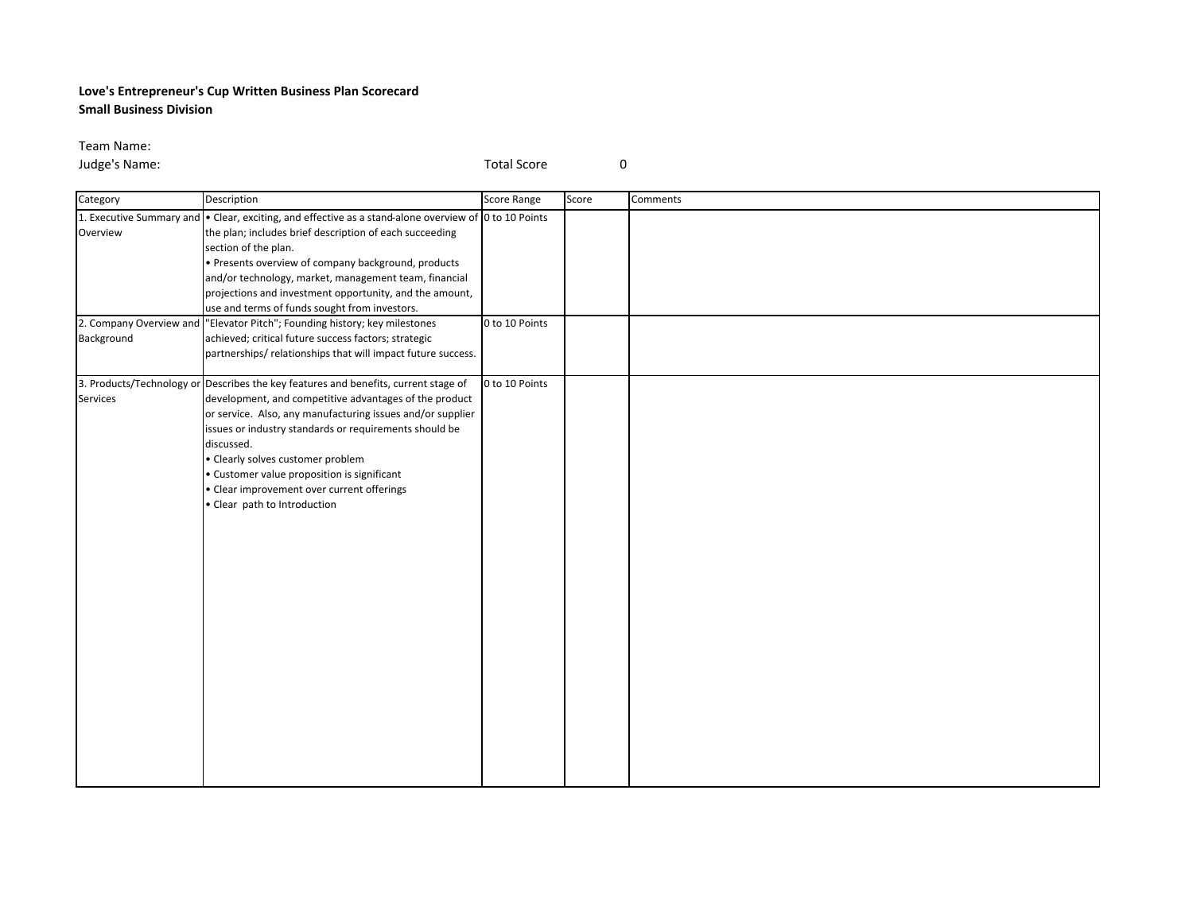**Love's Entrepreneur's Cup Written Business Plan Scorecard**
**Small Business Division**

Team Name:
Judge's Name: Total Score 0

| Category | Description | Score Range | Score | Comments |
|---|---|---|---|---|
| 1. Executive Summary and Overview | • Clear, exciting, and effective as a stand-alone overview of the plan; includes brief description of each succeeding section of the plan.<br>• Presents overview of company background, products and/or technology, market, management team, financial projections and investment opportunity, and the amount, use and terms of funds sought from investors. | 0 to 10 Points | | |
| 2. Company Overview and Background | "Elevator Pitch"; Founding history; key milestones achieved; critical future success factors; strategic partnerships/ relationships that will impact future success. | 0 to 10 Points | | |
| 3. Products/Technology or Services | Describes the key features and benefits, current stage of development, and competitive advantages of the product or service. Also, any manufacturing issues and/or supplier issues or industry standards or requirements should be discussed.<br>• Clearly solves customer problem<br>• Customer value proposition is significant<br>• Clear improvement over current offerings<br>• Clear path to Introduction | 0 to 10 Points | | |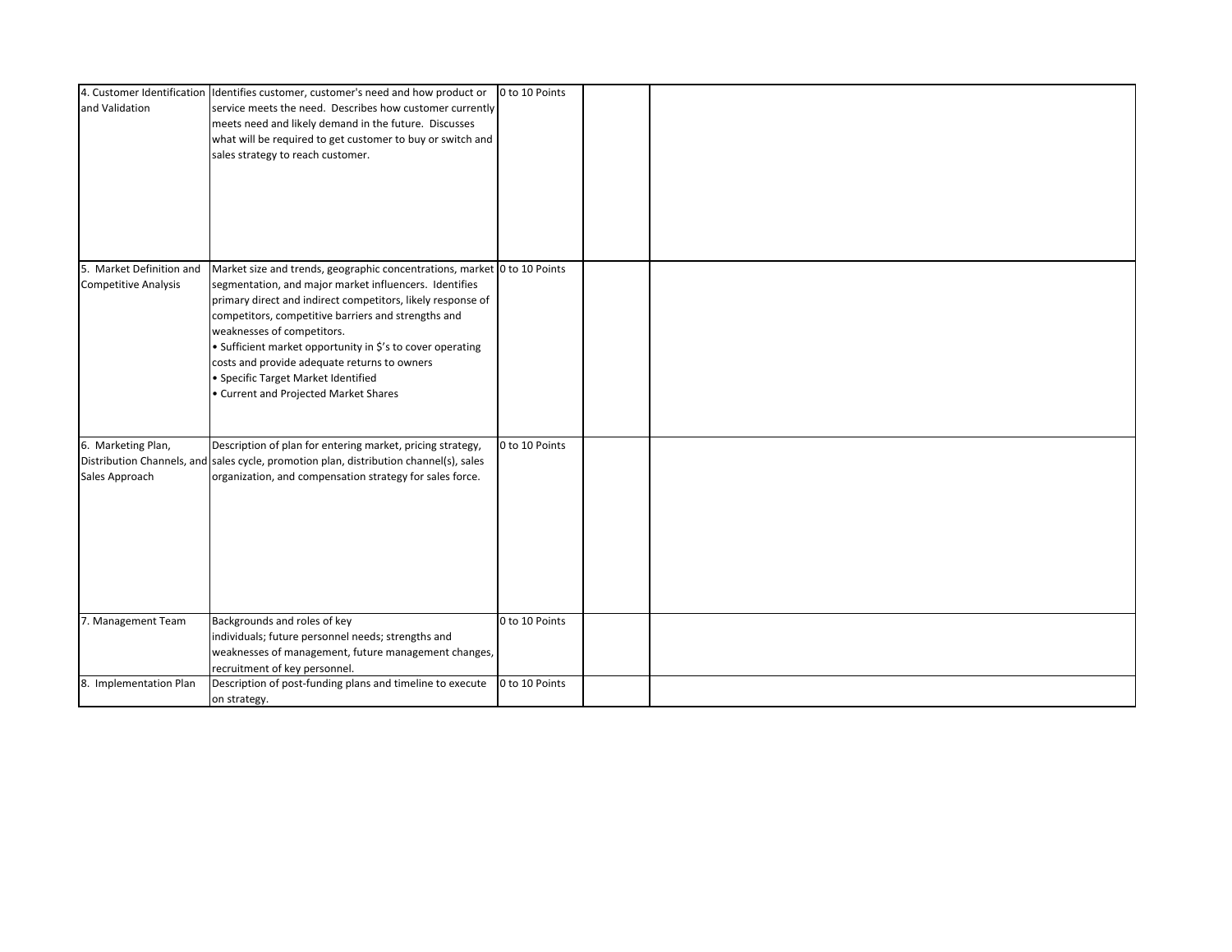| | | | | |
|---|---|---|---|---|
| 4. Customer Identification and Validation | Identifies customer, customer's need and how product or service meets the need. Describes how customer currently meets need and likely demand in the future. Discusses what will be required to get customer to buy or switch and sales strategy to reach customer. | 0 to 10 Points | | |
| 5. Market Definition and Competitive Analysis | Market size and trends, geographic concentrations, market segmentation, and major market influencers. Identifies primary direct and indirect competitors, likely response of competitors, competitive barriers and strengths and weaknesses of competitors.<br>• Sufficient market opportunity in $'s to cover operating costs and provide adequate returns to owners<br>• Specific Target Market Identified<br>• Current and Projected Market Shares | 0 to 10 Points | | |
| 6. Marketing Plan, Distribution Channels, and Sales Approach | Description of plan for entering market, pricing strategy, sales cycle, promotion plan, distribution channel(s), sales organization, and compensation strategy for sales force. | 0 to 10 Points | | |
| 7. Management Team | Backgrounds and roles of key individuals; future personnel needs; strengths and weaknesses of management, future management changes, recruitment of key personnel. | 0 to 10 Points | | |
| 8. Implementation Plan | Description of post-funding plans and timeline to execute on strategy. | 0 to 10 Points | | |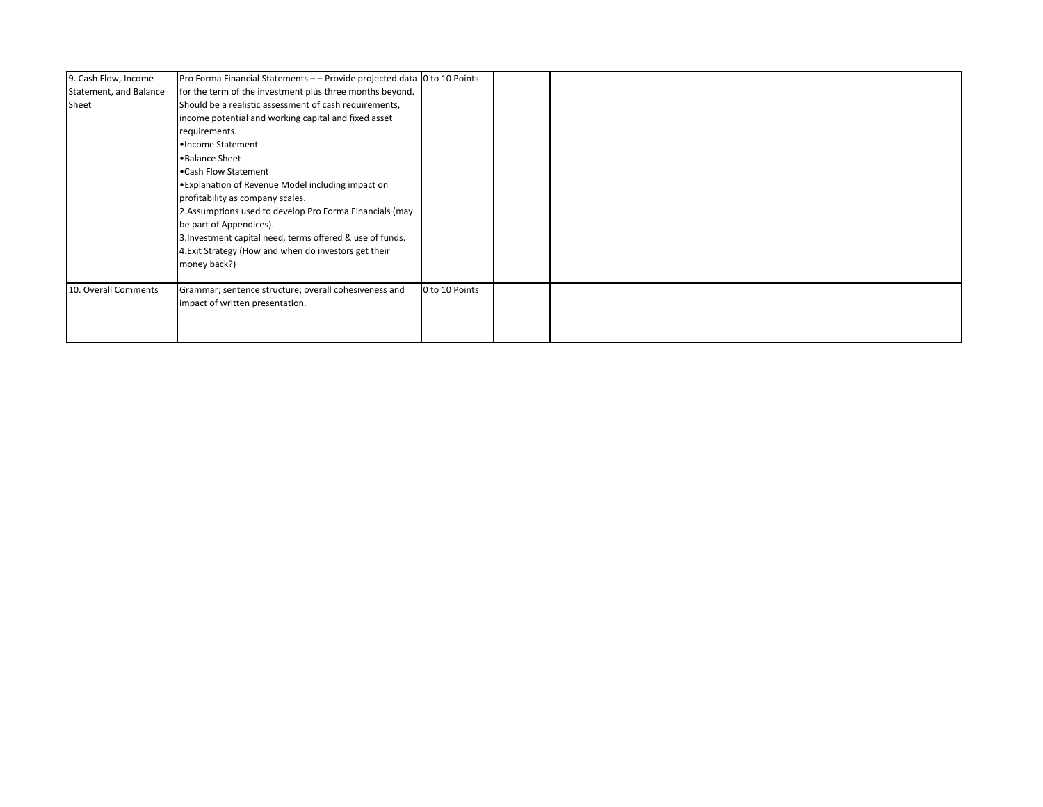| | | | | |
|---|---|---|---|---|
| 9. Cash Flow, Income Statement, and Balance Sheet | Pro Forma Financial Statements – – Provide projected data for the term of the investment plus three months beyond. Should be a realistic assessment of cash requirements, income potential and working capital and fixed asset requirements.<br>•Income Statement<br>•Balance Sheet<br>•Cash Flow Statement<br>•Explanation of Revenue Model including impact on profitability as company scales.<br>2.Assumptions used to develop Pro Forma Financials (may be part of Appendices).<br>3.Investment capital need, terms offered & use of funds.<br>4.Exit Strategy (How and when do investors get their money back?) | 0 to 10 Points | | |
| 10. Overall Comments | Grammar; sentence structure; overall cohesiveness and impact of written presentation. | 0 to 10 Points | | |